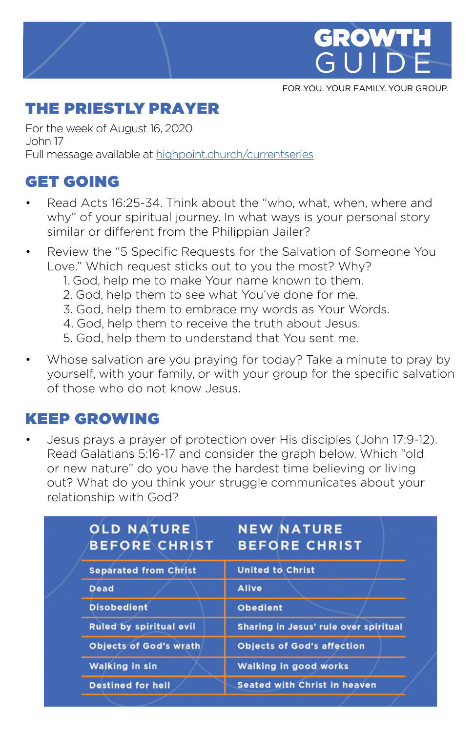# GROWTH GUIDE

FOR YOU. YOUR FAMILY. YOUR GROUP.

## THE PRIESTLY PRAYER

For the week of August 16, 2020
John 17
Full message available at highpoint.church/currentseries

## GET GOING

- Read Acts 16:25-34. Think about the "who, what, when, where and why" of your spiritual journey. In what ways is your personal story similar or different from the Philippian Jailer?
- Review the "5 Specific Requests for the Salvation of Someone You Love." Which request sticks out to you the most? Why?
  1. God, help me to make Your name known to them.
  2. God, help them to see what You've done for me.
  3. God, help them to embrace my words as Your Words.
  4. God, help them to receive the truth about Jesus.
  5. God, help them to understand that You sent me.
- Whose salvation are you praying for today? Take a minute to pray by yourself, with your family, or with your group for the specific salvation of those who do not know Jesus.

## KEEP GROWING

- Jesus prays a prayer of protection over His disciples (John 17:9-12). Read Galatians 5:16-17 and consider the graph below. Which "old or new nature" do you have the hardest time believing or living out? What do you think your struggle communicates about your relationship with God?

| OLD NATURE BEFORE CHRIST | NEW NATURE BEFORE CHRIST |
|---|---|
| Separated from Christ | United to Christ |
| Dead | Alive |
| Disobedient | Obedient |
| Ruled by spiritual evil | Sharing in Jesus' rule over spiritual |
| Objects of God's wrath | Objects of God's affection |
| Walking in sin | Walking in good works |
| Destined for hell | Seated with Christ in heaven |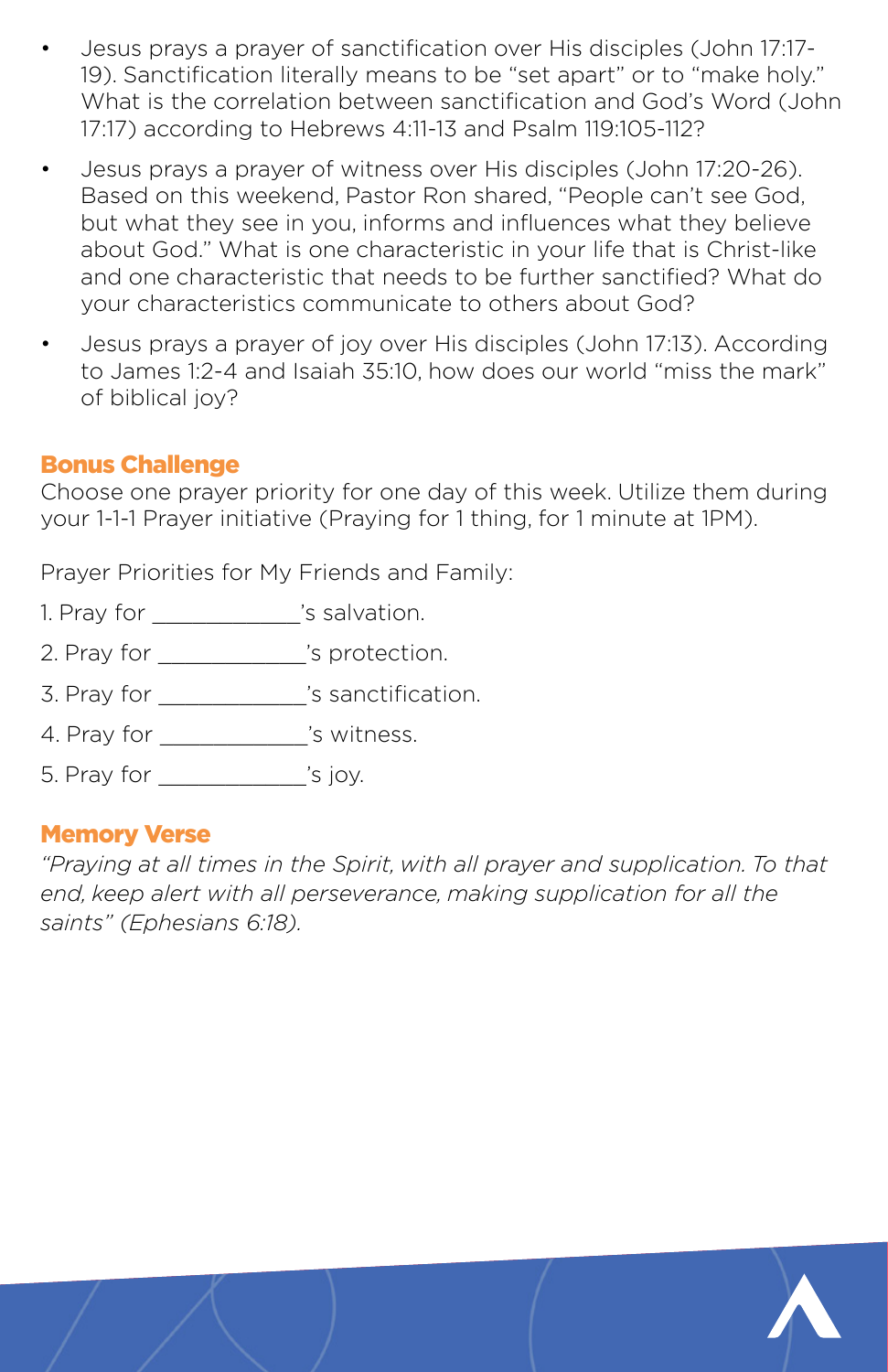- Jesus prays a prayer of sanctification over His disciples (John 17:17-19). Sanctification literally means to be "set apart" or to "make holy." What is the correlation between sanctification and God's Word (John 17:17) according to Hebrews 4:11-13 and Psalm 119:105-112?
- Jesus prays a prayer of witness over His disciples (John 17:20-26). Based on this weekend, Pastor Ron shared, "People can't see God, but what they see in you, informs and influences what they believe about God." What is one characteristic in your life that is Christ-like and one characteristic that needs to be further sanctified? What do your characteristics communicate to others about God?
- Jesus prays a prayer of joy over His disciples (John 17:13). According to James 1:2-4 and Isaiah 35:10, how does our world "miss the mark" of biblical joy?

## Bonus Challenge

Choose one prayer priority for one day of this week. Utilize them during your 1-1-1 Prayer initiative (Praying for 1 thing, for 1 minute at 1PM).

Prayer Priorities for My Friends and Family:

1. Pray for ____________'s salvation.
2. Pray for ____________'s protection.
3. Pray for ____________'s sanctification.
4. Pray for ____________'s witness.
5. Pray for ____________'s joy.

## Memory Verse

*"Praying at all times in the Spirit, with all prayer and supplication. To that end, keep alert with all perseverance, making supplication for all the saints" (Ephesians 6:18).*